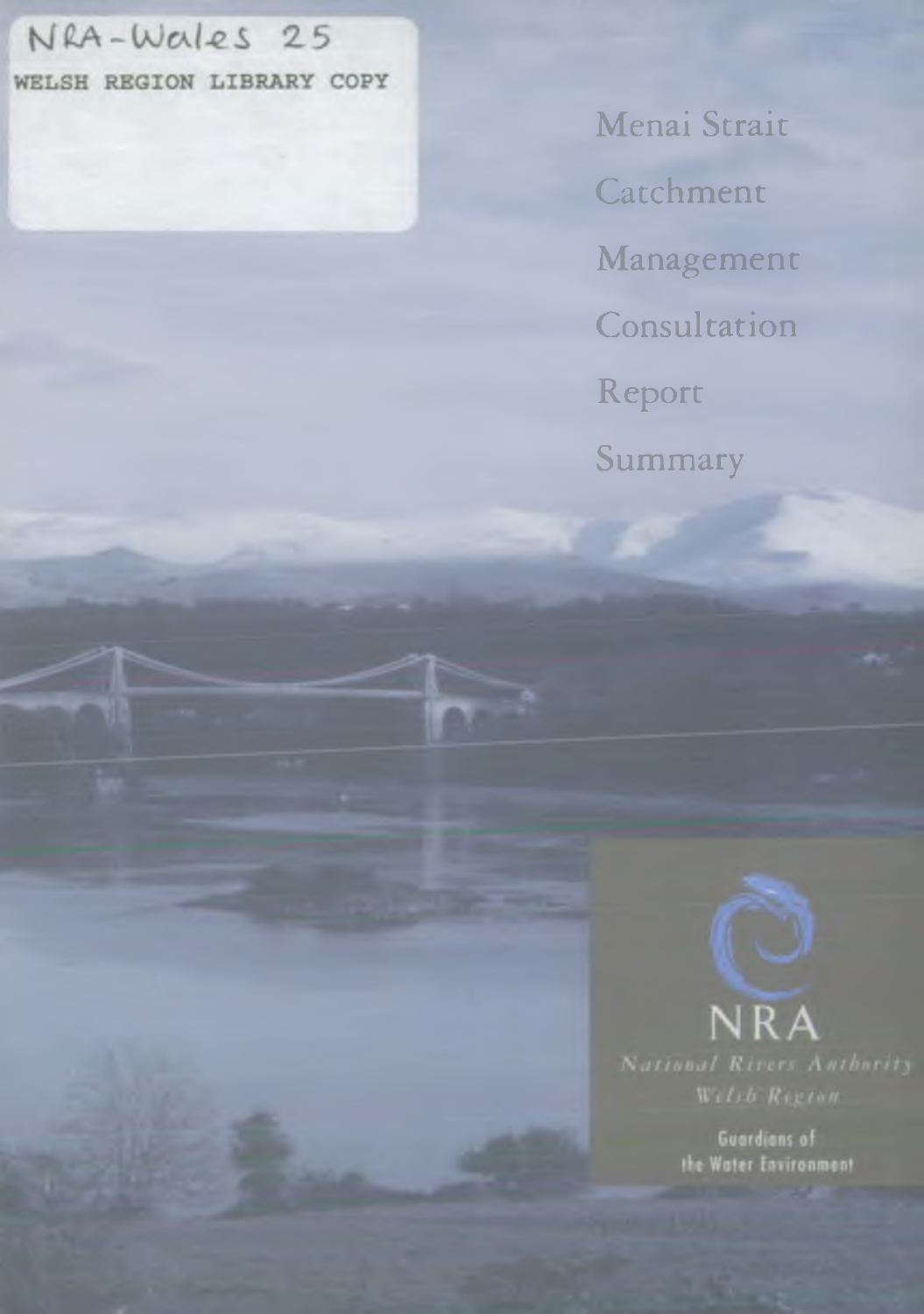NRA-Wales 25

WELSH REGION LIBRARY COPY

# Menai Strait Catchment Management Consultation Report Summary

NRA

*National Rivers Authority*
*Welsh Region*

Guardians of the Water Environment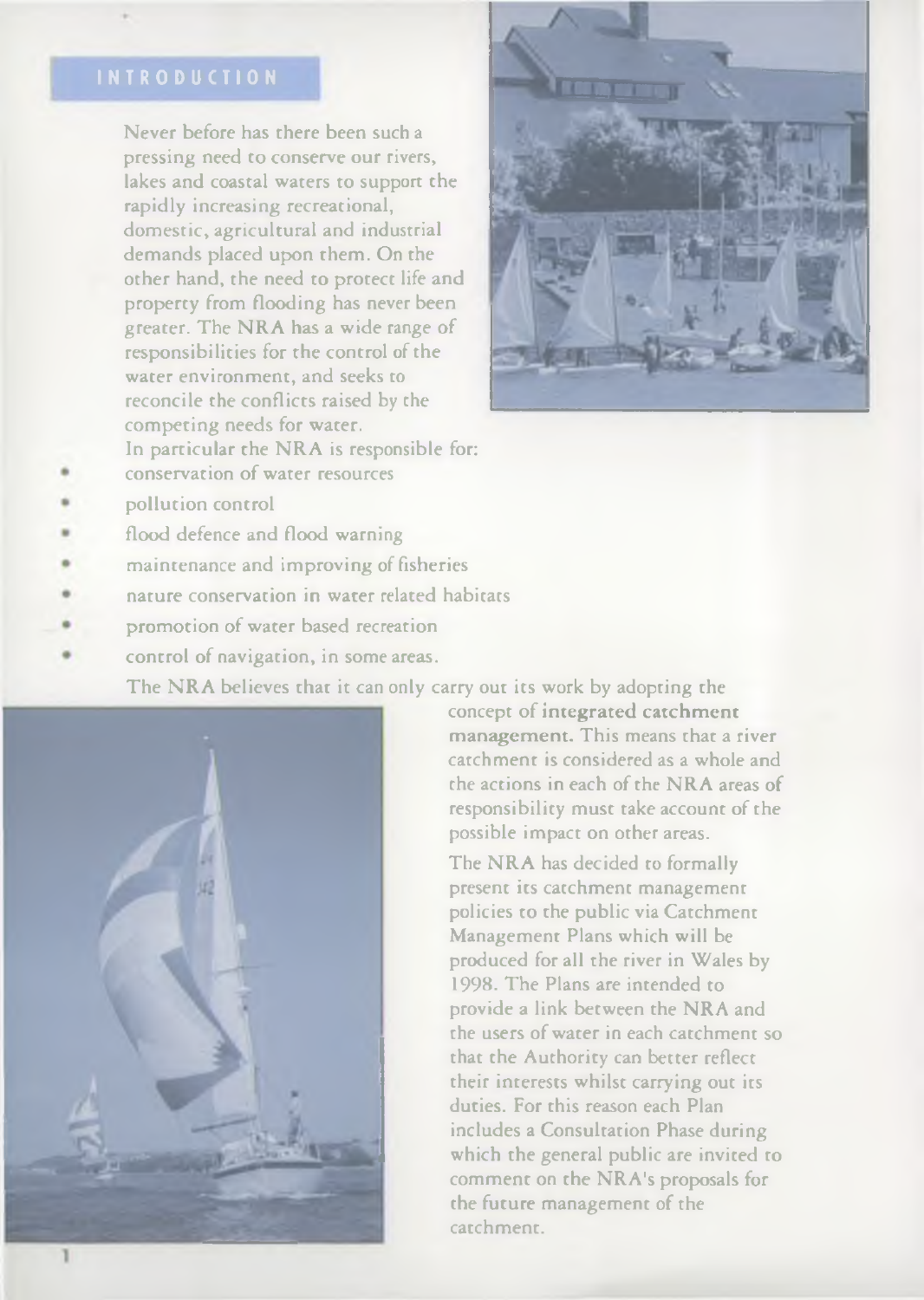## INTRODUCTION

Never before has there been such a pressing need to conserve our rivers, lakes and coastal waters to support the rapidly increasing recreational, domestic, agricultural and industrial demands placed upon them. On the other hand, the need to protect life and property from flooding has never been greater. The NRA has a wide range of responsibilities for the control of the water environment, and seeks to reconcile the conflicts raised by the competing needs for water.

In particular the NRA is responsible for:

- conservation of water resources
- pollution control
- flood defence and flood warning
- maintenance and improving of fisheries
- nature conservation in water related habitats
- promotion of water based recreation
- control of navigation, in some areas.

The NRA believes that it can only carry out its work by adopting the concept of **integrated catchment management.** This means that a river catchment is considered as a whole and the actions in each of the NRA areas of responsibility must take account of the possible impact on other areas.

The NRA has decided to formally present its catchment management policies to the public via Catchment Management Plans which will be produced for all the river in Wales by 1998. The Plans are intended to provide a link between the NRA and the users of water in each catchment so that the Authority can better reflect their interests whilst carrying out its duties. For this reason each Plan includes a Consultation Phase during which the general public are invited to comment on the NRA's proposals for the future management of the catchment.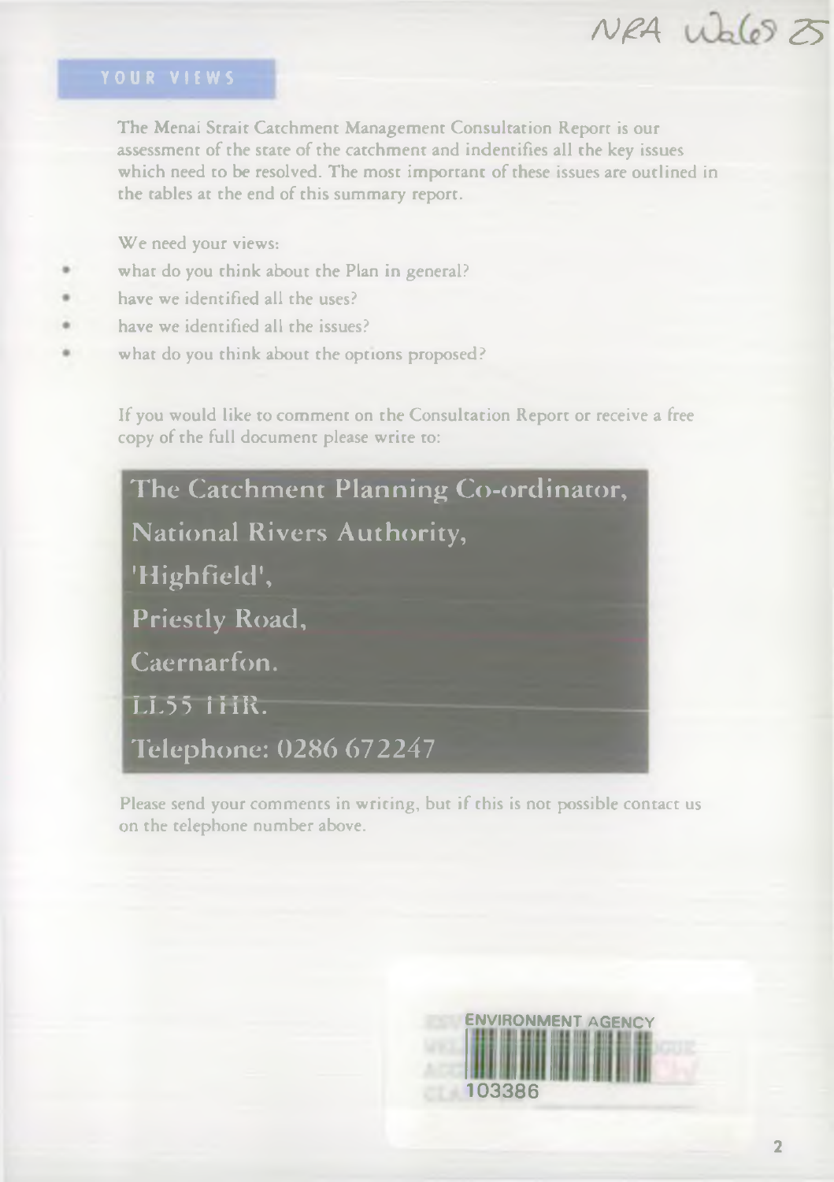NRA Wales 25

## YOUR VIEWS

The Menai Strait Catchment Management Consultation Report is our assessment of the state of the catchment and indentifies all the key issues which need to be resolved. The most important of these issues are outlined in the tables at the end of this summary report.

We need your views:

- what do you think about the Plan in general?
- have we identified all the uses?
- have we identified all the issues?
- what do you think about the options proposed?

If you would like to comment on the Consultation Report or receive a free copy of the full document please write to:

**The Catchment Planning Co-ordinator,**
**National Rivers Authority,**
**'Highfield',**
**Priestly Road,**
**Caernarfon.**
**LL55 1HR.**
**Telephone: 0286 672247**

Please send your comments in writing, but if this is not possible contact us on the telephone number above.

ENVIRONMENT AGENCY
103386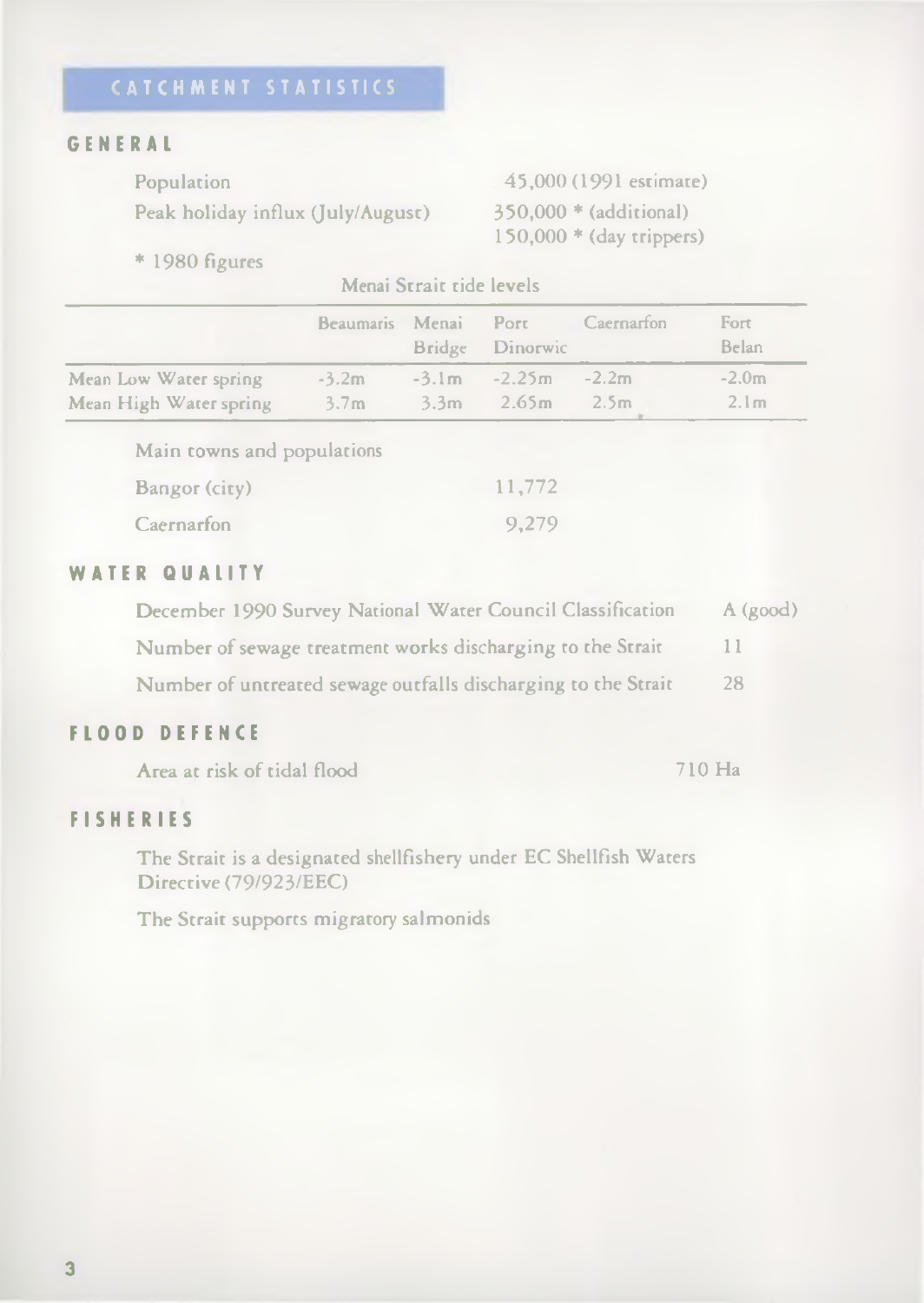# CATCHMENT STATISTICS

## GENERAL

| | |
|---|---|
| Population | 45,000 (1991 estimate) |
| Peak holiday influx (July/August) | 350,000 * (additional)<br>150,000 * (day trippers) |

* 1980 figures

Menai Strait tide levels

| | Beaumaris | Menai Bridge | Port Dinorwic | Caernarfon | Fort Belan |
|---|---|---|---|---|---|
| Mean Low Water spring | -3.2m | -3.1m | -2.25m | -2.2m | -2.0m |
| Mean High Water spring | 3.7m | 3.3m | 2.65m | 2.5m | 2.1m |

Main towns and populations

| | |
|---|---|
| Bangor (city) | 11,772 |
| Caernarfon | 9,279 |

## WATER QUALITY

| | |
|---|---|
| December 1990 Survey National Water Council Classification | A (good) |
| Number of sewage treatment works discharging to the Strait | 11 |
| Number of untreated sewage outfalls discharging to the Strait | 28 |

## FLOOD DEFENCE

Area at risk of tidal flood 710 Ha

## FISHERIES

The Strait is a designated shellfishery under EC Shellfish Waters Directive (79/923/EEC)

The Strait supports migratory salmonids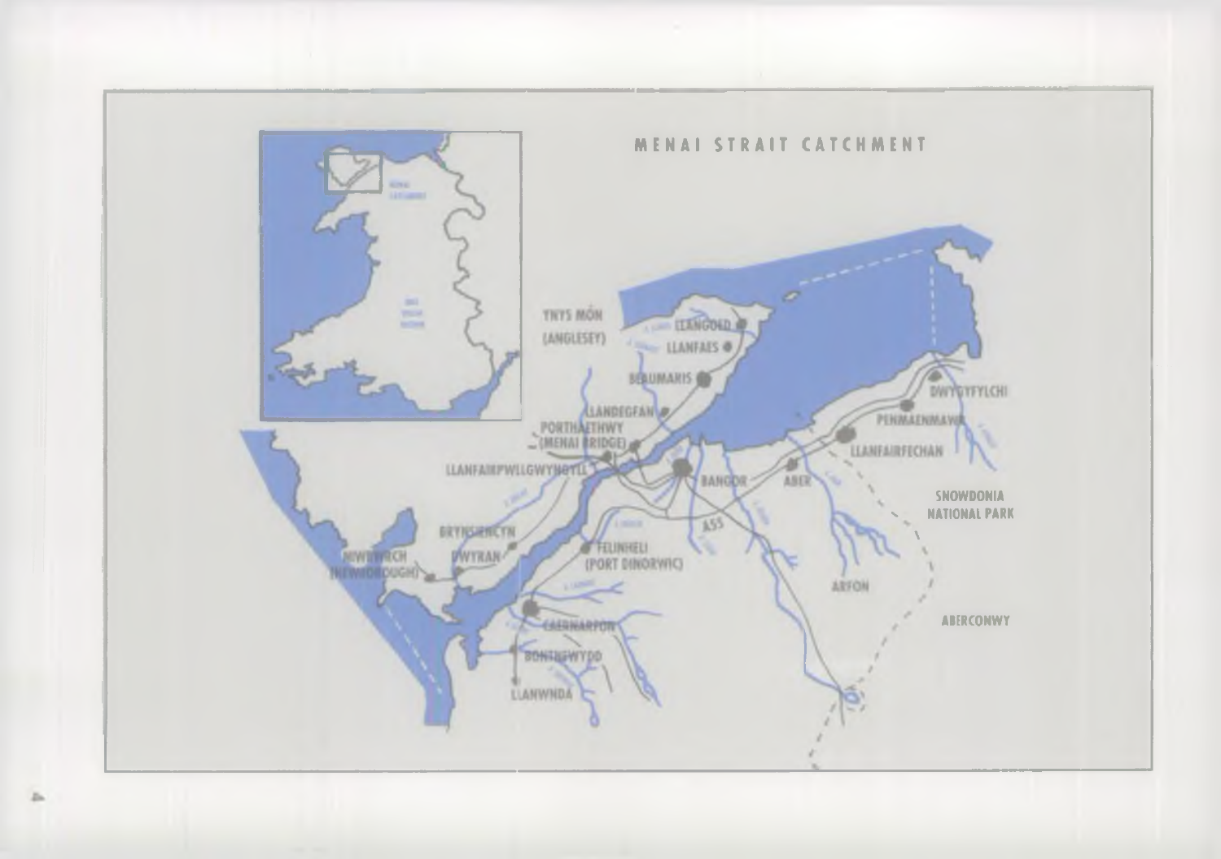# MENAI STRAIT CATCHMENT

YNYS MÔN (ANGLESEY)

LLANGOED

LLANFAES

BEAUMARIS

LLANDEGFAN

PORTHAETHWY (MENAI BRIDGE)

LLANFAIRPWLLGWYNGYLL

BRYNSIENCYN

DWYRAN

NIWBWRCH (NEWBOROUGH)

FELINHELI (PORT DINORWIC)

CAERNARFON

BONTNEWYDD

LLANWNDA

BANGOR

A55

ABER

LLANFAIRFECHAN

PENMAENMAWR

DWYGYFYLCHI

SNOWDONIA NATIONAL PARK

ARFON

ABERCONWY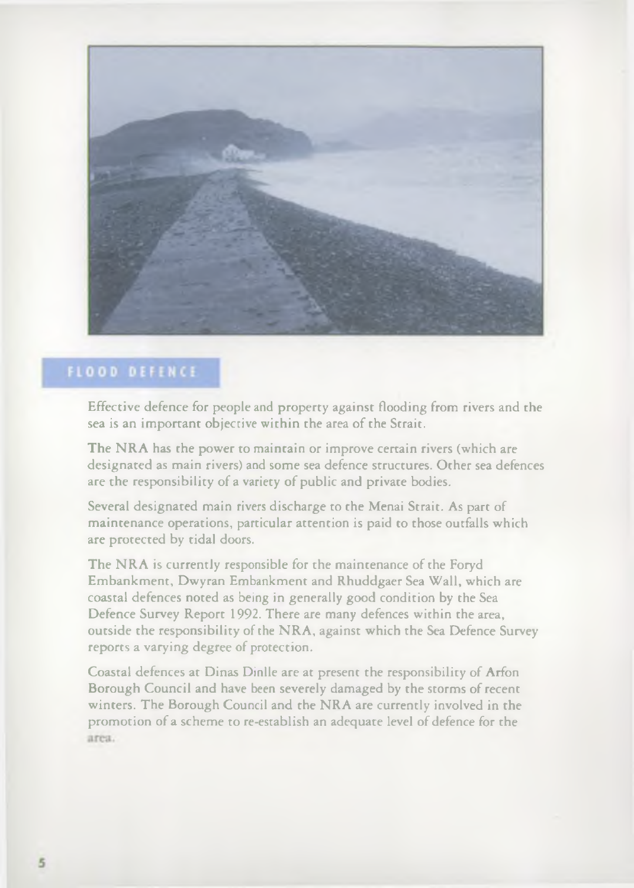## FLOOD DEFENCE

Effective defence for people and property against flooding from rivers and the sea is an important objective within the area of the Strait.

The NRA has the power to maintain or improve certain rivers (which are designated as main rivers) and some sea defence structures. Other sea defences are the responsibility of a variety of public and private bodies.

Several designated main rivers discharge to the Menai Strait. As part of maintenance operations, particular attention is paid to those outfalls which are protected by tidal doors.

The NRA is currently responsible for the maintenance of the Foryd Embankment, Dwyran Embankment and Rhuddgaer Sea Wall, which are coastal defences noted as being in generally good condition by the Sea Defence Survey Report 1992. There are many defences within the area, outside the responsibility of the NRA, against which the Sea Defence Survey reports a varying degree of protection.

Coastal defences at Dinas Dinlle are at present the responsibility of Arfon Borough Council and have been severely damaged by the storms of recent winters. The Borough Council and the NRA are currently involved in the promotion of a scheme to re-establish an adequate level of defence for the area.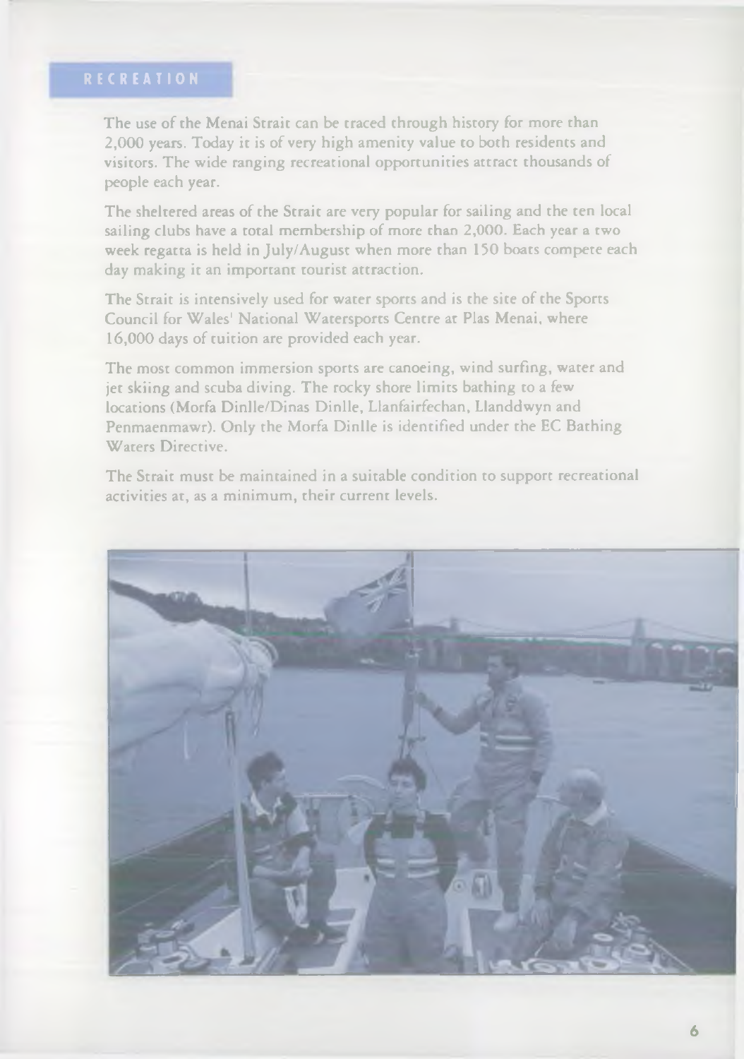## RECREATION

The use of the Menai Strait can be traced through history for more than 2,000 years. Today it is of very high amenity value to both residents and visitors. The wide ranging recreational opportunities attract thousands of people each year.

The sheltered areas of the Strait are very popular for sailing and the ten local sailing clubs have a total membership of more than 2,000. Each year a two week regatta is held in July/August when more than 150 boats compete each day making it an important tourist attraction.

The Strait is intensively used for water sports and is the site of the Sports Council for Wales' National Watersports Centre at Plas Menai, where 16,000 days of tuition are provided each year.

The most common immersion sports are canoeing, wind surfing, water and jet skiing and scuba diving. The rocky shore limits bathing to a few locations (Morfa Dinlle/Dinas Dinlle, Llanfairfechan, Llanddwyn and Penmaenmawr). Only the Morfa Dinlle is identified under the EC Bathing Waters Directive.

The Strait must be maintained in a suitable condition to support recreational activities at, as a minimum, their current levels.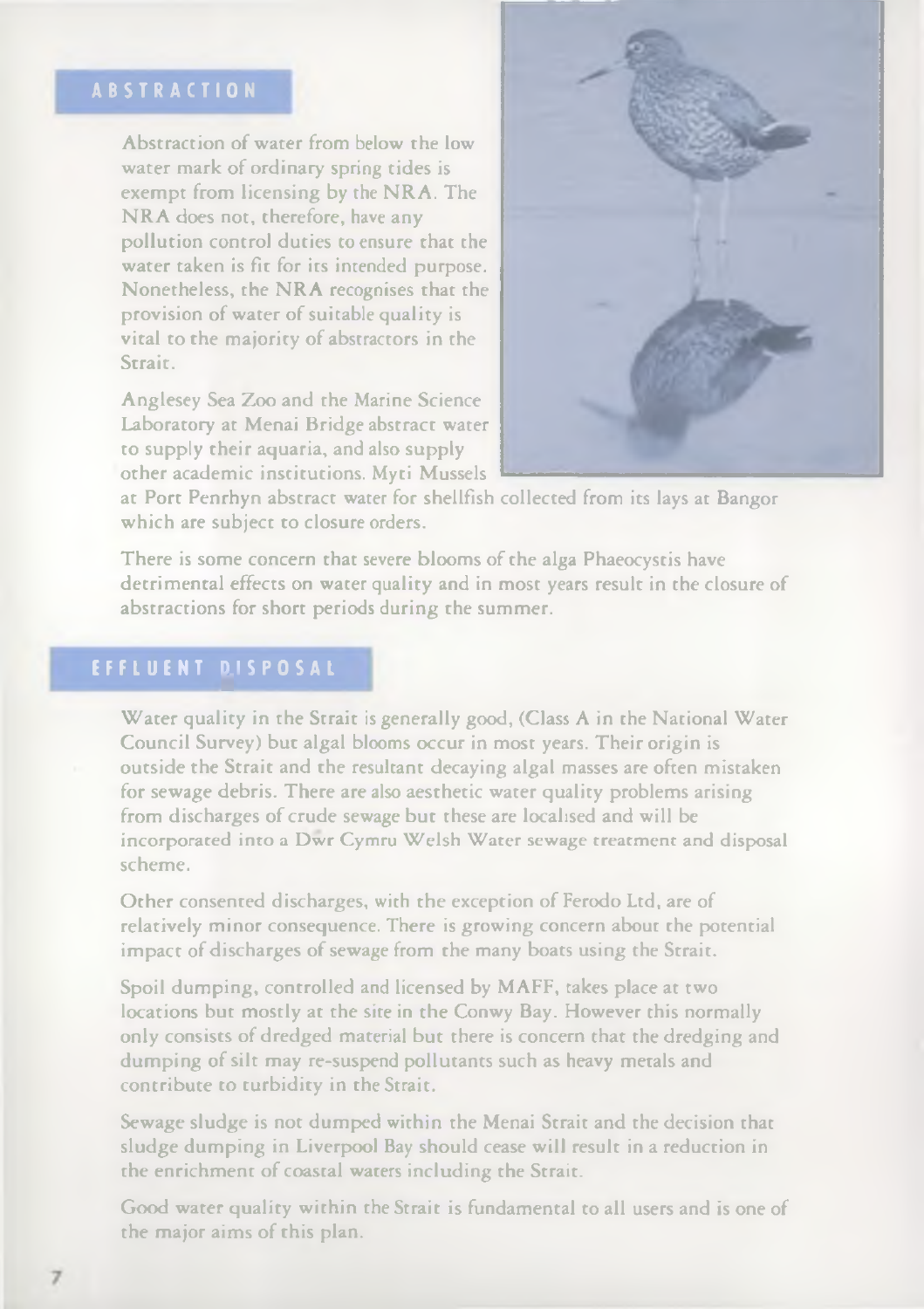## ABSTRACTION

Abstraction of water from below the low water mark of ordinary spring tides is exempt from licensing by the NRA. The NRA does not, therefore, have any pollution control duties to ensure that the water taken is fit for its intended purpose. Nonetheless, the NRA recognises that the provision of water of suitable quality is vital to the majority of abstractors in the Strait.

Anglesey Sea Zoo and the Marine Science Laboratory at Menai Bridge abstract water to supply their aquaria, and also supply other academic institutions. Myti Mussels at Port Penrhyn abstract water for shellfish collected from its lays at Bangor which are subject to closure orders.

There is some concern that severe blooms of the alga Phaeocystis have detrimental effects on water quality and in most years result in the closure of abstractions for short periods during the summer.

## EFFLUENT DISPOSAL

Water quality in the Strait is generally good, (Class A in the National Water Council Survey) but algal blooms occur in most years. Their origin is outside the Strait and the resultant decaying algal masses are often mistaken for sewage debris. There are also aesthetic water quality problems arising from discharges of crude sewage but these are localised and will be incorporated into a Dŵr Cymru Welsh Water sewage treatment and disposal scheme.

Other consented discharges, with the exception of Ferodo Ltd, are of relatively minor consequence. There is growing concern about the potential impact of discharges of sewage from the many boats using the Strait.

Spoil dumping, controlled and licensed by MAFF, takes place at two locations but mostly at the site in the Conwy Bay. However this normally only consists of dredged material but there is concern that the dredging and dumping of silt may re-suspend pollutants such as heavy metals and contribute to turbidity in the Strait.

Sewage sludge is not dumped within the Menai Strait and the decision that sludge dumping in Liverpool Bay should cease will result in a reduction in the enrichment of coastal waters including the Strait.

Good water quality within the Strait is fundamental to all users and is one of the major aims of this plan.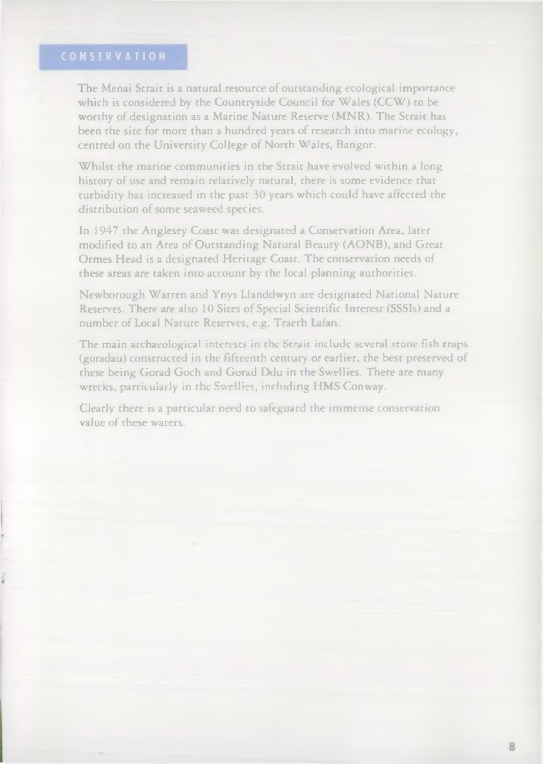## CONSERVATION

The Menai Strait is a natural resource of outstanding ecological importance which is considered by the Countryside Council for Wales (CCW) to be worthy of designation as a Marine Nature Reserve (MNR). The Strait has been the site for more than a hundred years of research into marine ecology, centred on the University College of North Wales, Bangor.

Whilst the marine communities in the Strait have evolved within a long history of use and remain relatively natural, there is some evidence that turbidity has increased in the past 30 years which could have affected the distribution of some seaweed species.

In 1947 the Anglesey Coast was designated a Conservation Area, later modified to an Area of Outstanding Natural Beauty (AONB), and Great Ormes Head is a designated Heritage Coast. The conservation needs of these areas are taken into account by the local planning authorities.

Newborough Warren and Ynys Llanddwyn are designated National Nature Reserves. There are also 10 Sites of Special Scientific Interest (SSSIs) and a number of Local Nature Reserves, e.g. Traeth Lafan.

The main archaeological interests in the Strait include several stone fish traps (goradau) constructed in the fifteenth century or earlier, the best preserved of these being Gorad Goch and Gorad Ddu in the Swellies. There are many wrecks, particularly in the Swellies, including HMS Conway.

Clearly there is a particular need to safeguard the immense conservation value of these waters.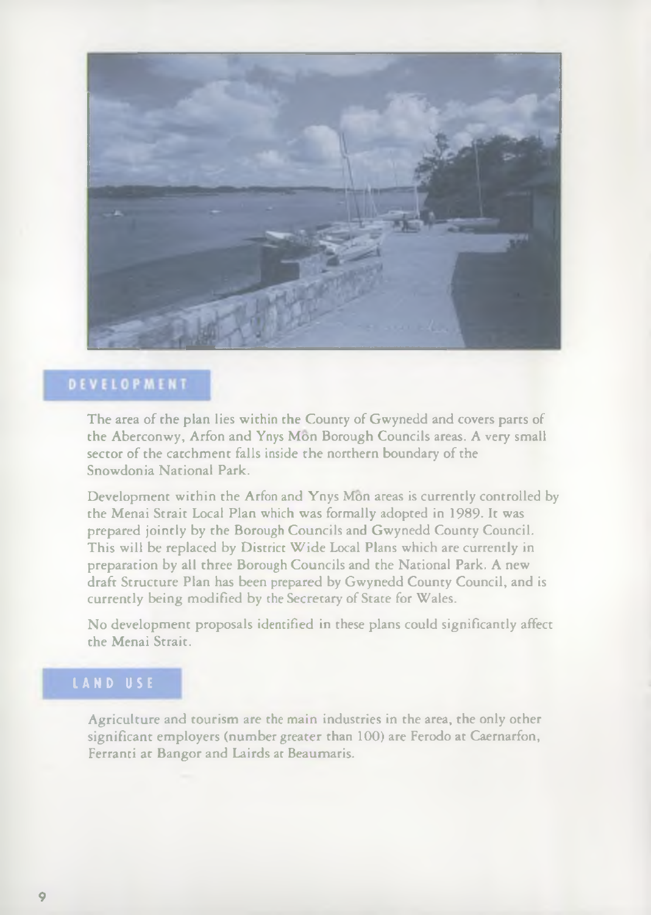## DEVELOPMENT

The area of the plan lies within the County of Gwynedd and covers parts of the Aberconwy, Arfon and Ynys Môn Borough Councils areas. A very small sector of the catchment falls inside the northern boundary of the Snowdonia National Park.

Development within the Arfon and Ynys Môn areas is currently controlled by the Menai Strait Local Plan which was formally adopted in 1989. It was prepared jointly by the Borough Councils and Gwynedd County Council. This will be replaced by District Wide Local Plans which are currently in preparation by all three Borough Councils and the National Park. A new draft Structure Plan has been prepared by Gwynedd County Council, and is currently being modified by the Secretary of State for Wales.

No development proposals identified in these plans could significantly affect the Menai Strait.

## LAND USE

Agriculture and tourism are the main industries in the area, the only other significant employers (number greater than 100) are Ferodo at Caernarfon, Ferranti at Bangor and Lairds at Beaumaris.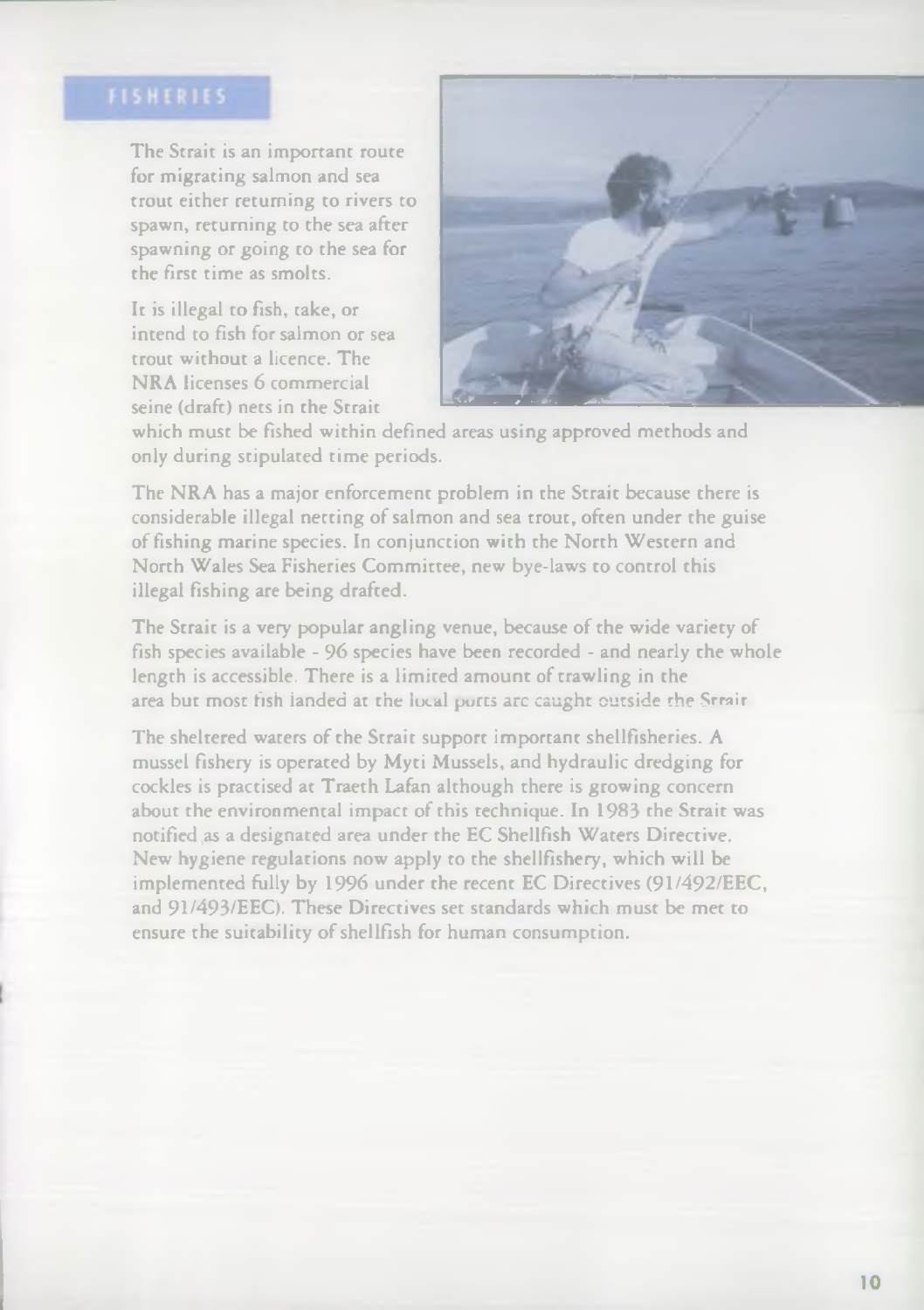## FISHERIES

The Strait is an important route for migrating salmon and sea trout either returning to rivers to spawn, returning to the sea after spawning or going to the sea for the first time as smolts.

It is illegal to fish, take, or intend to fish for salmon or sea trout without a licence. The NRA licenses 6 commercial seine (draft) nets in the Strait which must be fished within defined areas using approved methods and only during stipulated time periods.

The NRA has a major enforcement problem in the Strait because there is considerable illegal netting of salmon and sea trout, often under the guise of fishing marine species. In conjunction with the North Western and North Wales Sea Fisheries Committee, new bye-laws to control this illegal fishing are being drafted.

The Strait is a very popular angling venue, because of the wide variety of fish species available - 96 species have been recorded - and nearly the whole length is accessible. There is a limited amount of trawling in the area but most fish landed at the local ports are caught outside the Strait.

The sheltered waters of the Strait support important shellfisheries. A mussel fishery is operated by Myti Mussels, and hydraulic dredging for cockles is practised at Traeth Lafan although there is growing concern about the environmental impact of this technique. In 1983 the Strait was notified as a designated area under the EC Shellfish Waters Directive. New hygiene regulations now apply to the shellfishery, which will be implemented fully by 1996 under the recent EC Directives (91/492/EEC, and 91/493/EEC). These Directives set standards which must be met to ensure the suitability of shellfish for human consumption.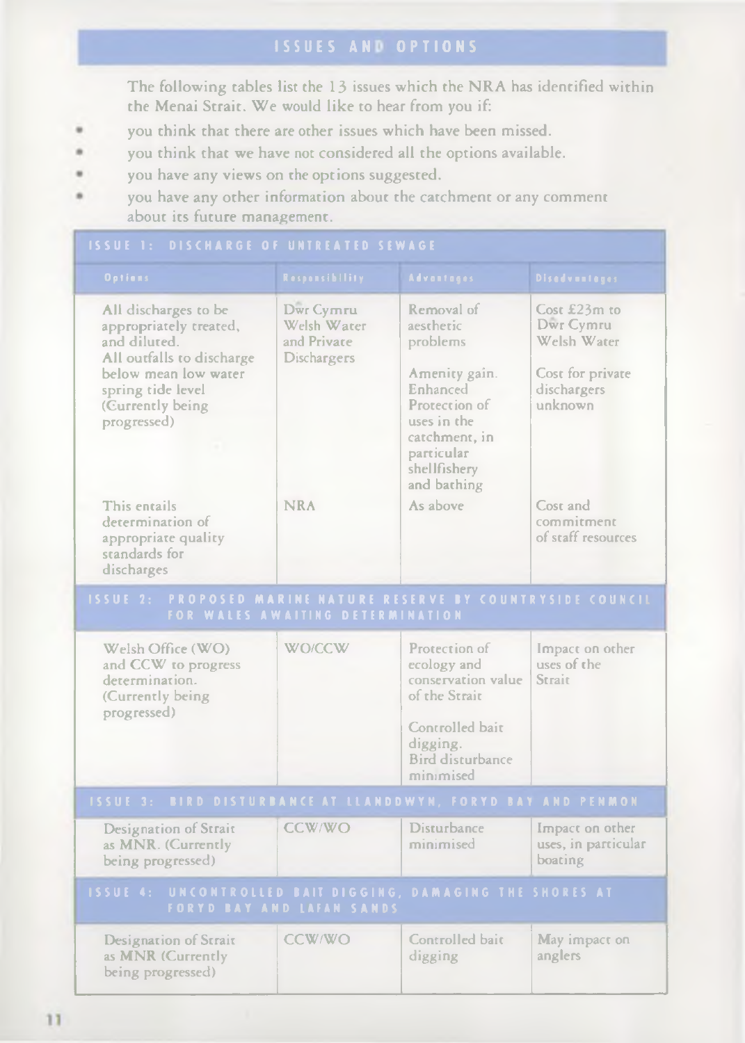## ISSUES AND OPTIONS

The following tables list the 13 issues which the NRA has identified within the Menai Strait. We would like to hear from you if:

- you think that there are other issues which have been missed.
- you think that we have not considered all the options available.
- you have any views on the options suggested.
- you have any other information about the catchment or any comment about its future management.

| Options | Responsibility | Advantages | Disadvantages |
|---|---|---|---|
| **ISSUE 1: DISCHARGE OF UNTREATED SEWAGE** | | | |
| All discharges to be appropriately treated, and diluted. All outfalls to discharge below mean low water spring tide level (Currently being progressed) | Dŵr Cymru Welsh Water and Private Dischargers | Removal of aesthetic problems<br><br>Amenity gain. Enhanced Protection of uses in the catchment, in particular shellfishery and bathing | Cost £23m to Dŵr Cymru Welsh Water<br><br>Cost for private dischargers unknown |
| This entails determination of appropriate quality standards for discharges | NRA | As above | Cost and commitment of staff resources |
| **ISSUE 2: PROPOSED MARINE NATURE RESERVE BY COUNTRYSIDE COUNCIL FOR WALES AWAITING DETERMINATION** | | | |
| Welsh Office (WO) and CCW to progress determination. (Currently being progressed) | WO/CCW | Protection of ecology and conservation value of the Strait<br><br>Controlled bait digging. Bird disturbance minimised | Impact on other uses of the Strait |
| **ISSUE 3: BIRD DISTURBANCE AT LLANDDWYN, FORYD BAY AND PENMON** | | | |
| Designation of Strait as MNR. (Currently being progressed) | CCW/WO | Disturbance minimised | Impact on other uses, in particular boating |
| **ISSUE 4: UNCONTROLLED BAIT DIGGING, DAMAGING THE SHORES AT FORYD BAY AND LAFAN SANDS** | | | |
| Designation of Strait as MNR (Currently being progressed) | CCW/WO | Controlled bait digging | May impact on anglers |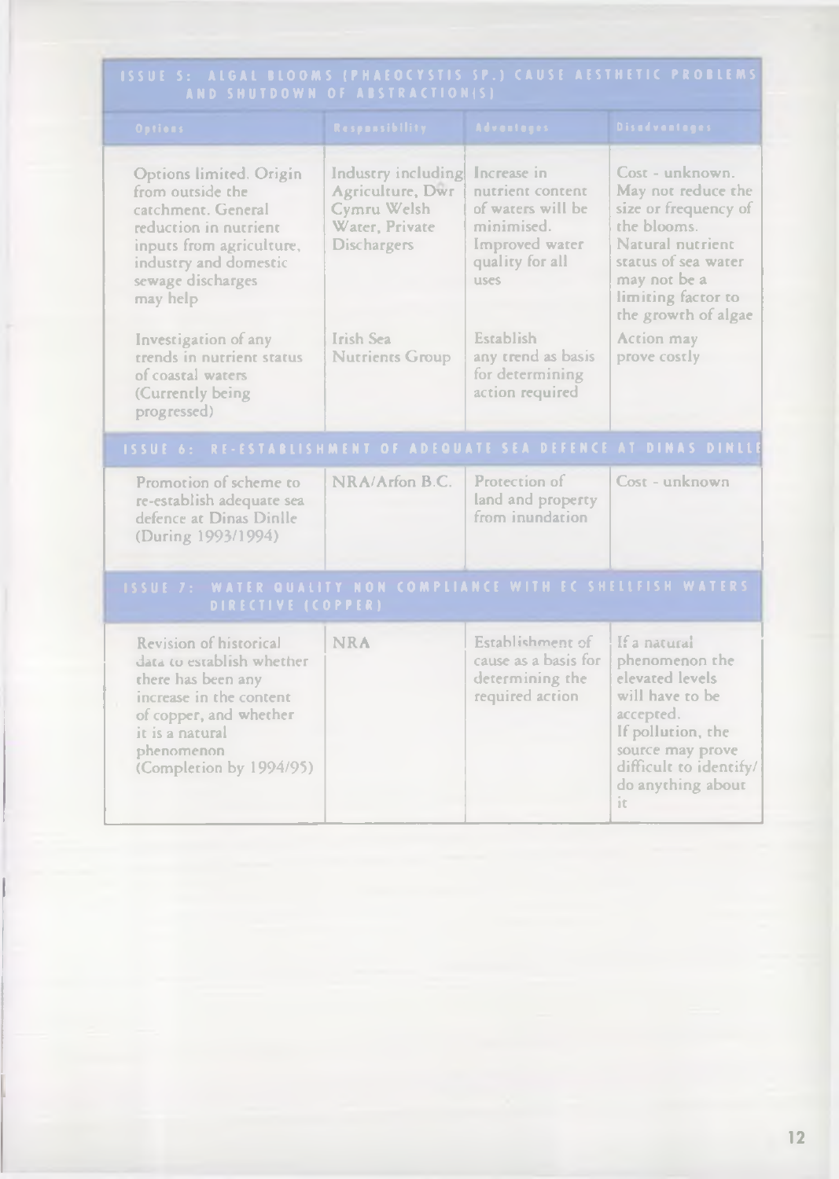| Options | Responsibility | Advantages | Disadvantages |
|---|---|---|---|
| **ISSUE 5: ALGAL BLOOMS (PHAEOCYSTIS SP.) CAUSE AESTHETIC PROBLEMS AND SHUTDOWN OF ABSTRACTION(S)** | | | |
| Options limited. Origin from outside the catchment. General reduction in nutrient inputs from agriculture, industry and domestic sewage discharges may help | Industry including Agriculture, Dŵr Cymru Welsh Water, Private Dischargers | Increase in nutrient content of waters will be minimised. Improved water quality for all uses | Cost - unknown. May not reduce the size or frequency of the blooms. Natural nutrient status of sea water may not be a limiting factor to the growth of algae |
| Investigation of any trends in nutrient status of coastal waters (Currently being progressed) | Irish Sea Nutrients Group | Establish any trend as basis for determining action required | Action may prove costly |
| **ISSUE 6: RE-ESTABLISHMENT OF ADEQUATE SEA DEFENCE AT DINAS DINLLE** | | | |
| Promotion of scheme to re-establish adequate sea defence at Dinas Dinlle (During 1993/1994) | NRA/Arfon B.C. | Protection of land and property from inundation | Cost - unknown |
| **ISSUE 7: WATER QUALITY NON COMPLIANCE WITH EC SHELLFISH WATERS DIRECTIVE (COPPER)** | | | |
| Revision of historical data to establish whether there has been any increase in the content of copper, and whether it is a natural phenomenon (Completion by 1994/95) | NRA | Establishment of cause as a basis for determining the required action | If a natural phenomenon the elevated levels will have to be accepted. If pollution, the source may prove difficult to identify/ do anything about it |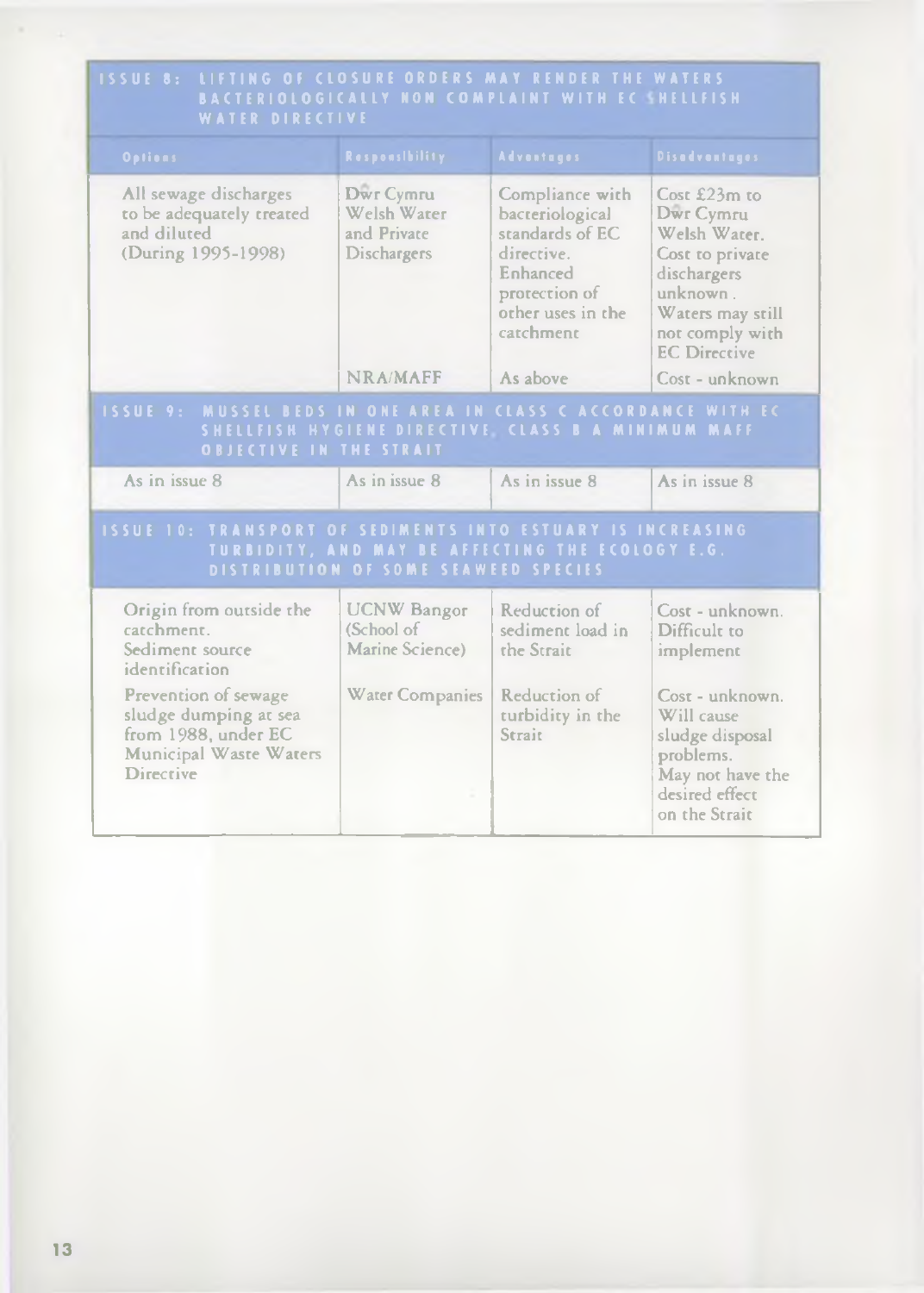| Options | Responsibility | Advantages | Disadvantages |
|---|---|---|---|
| **ISSUE 8: LIFTING OF CLOSURE ORDERS MAY RENDER THE WATERS BACTERIOLOGICALLY NON COMPLAINT WITH EC SHELLFISH WATER DIRECTIVE** | | | |
| All sewage discharges to be adequately treated and diluted (During 1995-1998) | Dŵr Cymru Welsh Water and Private Dischargers | Compliance with bacteriological standards of EC directive. Enhanced protection of other uses in the catchment | Cost £23m to Dŵr Cymru Welsh Water. Cost to private dischargers unknown. Waters may still not comply with EC Directive |
| | NRA/MAFF | As above | Cost - unknown |
| **ISSUE 9: MUSSEL BEDS IN ONE AREA IN CLASS C ACCORDANCE WITH EC SHELLFISH HYGIENE DIRECTIVE, CLASS B A MINIMUM MAFF OBJECTIVE IN THE STRAIT** | | | |
| As in issue 8 | As in issue 8 | As in issue 8 | As in issue 8 |
| **ISSUE 10: TRANSPORT OF SEDIMENTS INTO ESTUARY IS INCREASING TURBIDITY, AND MAY BE AFFECTING THE ECOLOGY E.G. DISTRIBUTION OF SOME SEAWEED SPECIES** | | | |
| Origin from outside the catchment. Sediment source identification | UCNW Bangor (School of Marine Science) | Reduction of sediment load in the Strait | Cost - unknown. Difficult to implement |
| Prevention of sewage sludge dumping at sea from 1988, under EC Municipal Waste Waters Directive | Water Companies | Reduction of turbidity in the Strait | Cost - unknown. Will cause sludge disposal problems. May not have the desired effect on the Strait |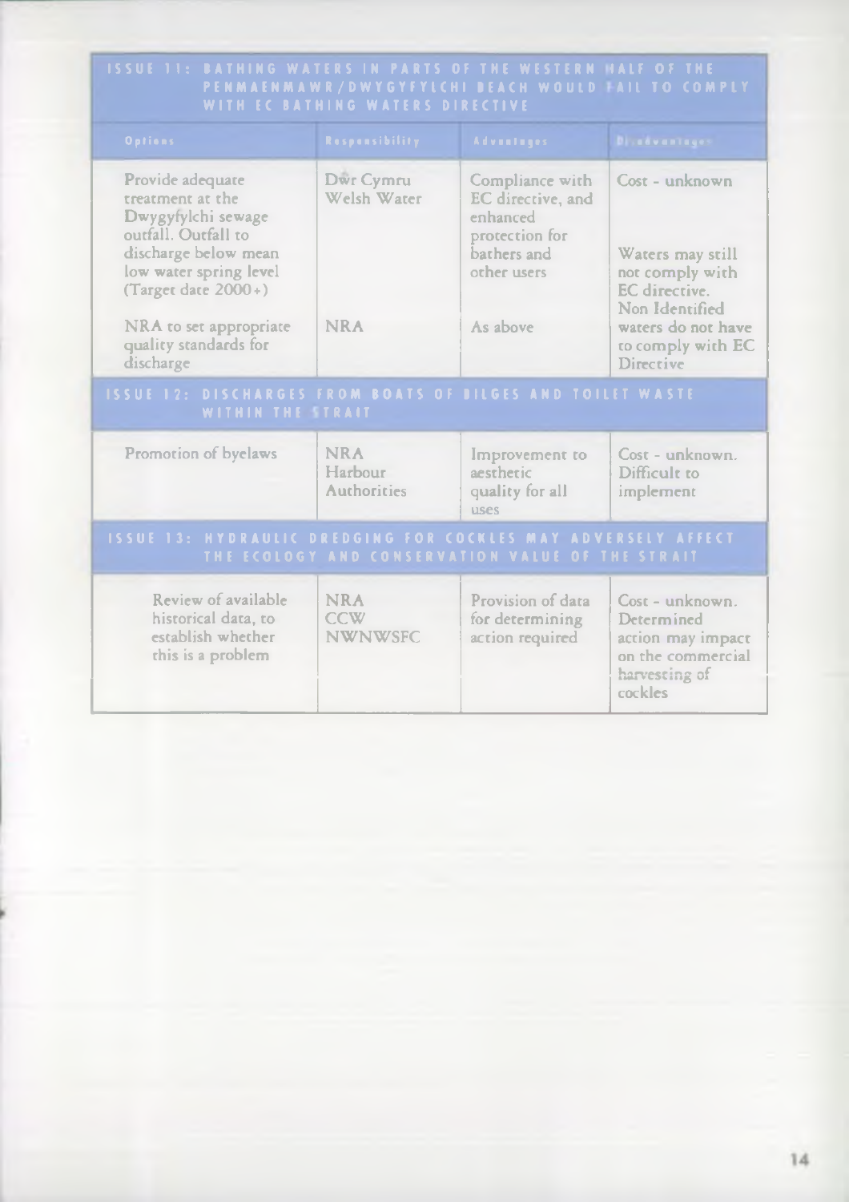## ISSUE 11: BATHING WATERS IN PARTS OF THE WESTERN HALF OF THE PENMAENMAWR/DWYGYFYLCHI BEACH WOULD FAIL TO COMPLY WITH EC BATHING WATERS DIRECTIVE

| Options | Responsibility | Advantages | Disadvantages |
|---|---|---|---|
| Provide adequate treatment at the Dwygyfylchi sewage outfall. Outfall to discharge below mean low water spring level (Target date 2000+) | Dŵr Cymru Welsh Water | Compliance with EC directive, and enhanced protection for bathers and other users | Cost - unknown<br><br>Waters may still not comply with EC directive. |
| NRA to set appropriate quality standards for discharge | NRA | As above | Non Identified waters do not have to comply with EC Directive |

## ISSUE 12: DISCHARGES FROM BOATS OF BILGES AND TOILET WASTE WITHIN THE STRAIT

| Options | Responsibility | Advantages | Disadvantages |
|---|---|---|---|
| Promotion of byelaws | NRA<br>Harbour Authorities | Improvement to aesthetic quality for all uses | Cost - unknown. Difficult to implement |

## ISSUE 13: HYDRAULIC DREDGING FOR COCKLES MAY ADVERSELY AFFECT THE ECOLOGY AND CONSERVATION VALUE OF THE STRAIT

| Options | Responsibility | Advantages | Disadvantages |
|---|---|---|---|
| Review of available historical data, to establish whether this is a problem | NRA<br>CCW<br>NWNWSFC | Provision of data for determining action required | Cost - unknown. Determined action may impact on the commercial harvesting of cockles |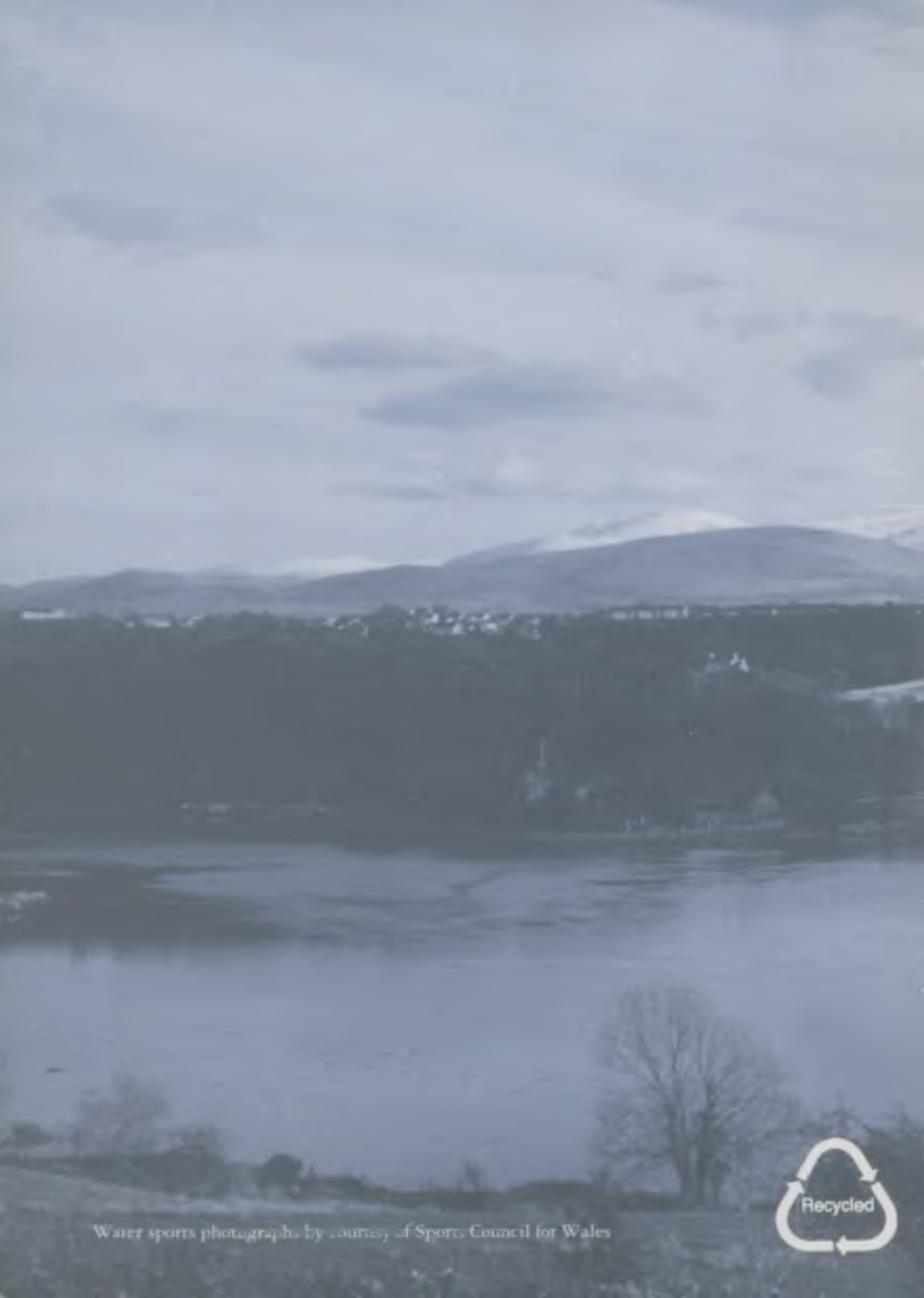Water sports photographs by courtesy of Sports Council for Wales

Recycled